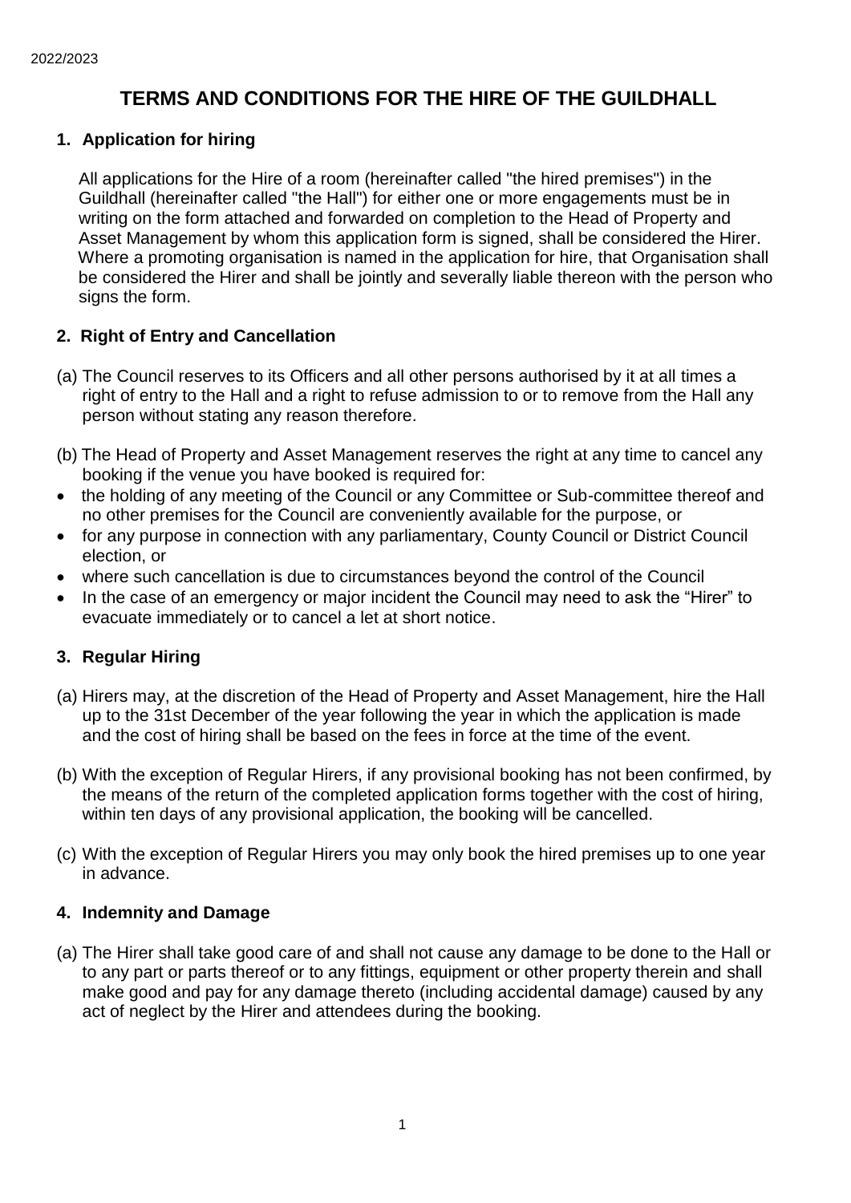2022/2023

# TERMS AND CONDITIONS FOR THE HIRE OF THE GUILDHALL

## 1. Application for hiring

All applications for the Hire of a room (hereinafter called "the hired premises") in the Guildhall (hereinafter called "the Hall") for either one or more engagements must be in writing on the form attached and forwarded on completion to the Head of Property and Asset Management by whom this application form is signed, shall be considered the Hirer. Where a promoting organisation is named in the application for hire, that Organisation shall be considered the Hirer and shall be jointly and severally liable thereon with the person who signs the form.

## 2. Right of Entry and Cancellation

(a) The Council reserves to its Officers and all other persons authorised by it at all times a right of entry to the Hall and a right to refuse admission to or to remove from the Hall any person without stating any reason therefore.

(b) The Head of Property and Asset Management reserves the right at any time to cancel any booking if the venue you have booked is required for:

- the holding of any meeting of the Council or any Committee or Sub-committee thereof and no other premises for the Council are conveniently available for the purpose, or
- for any purpose in connection with any parliamentary, County Council or District Council election, or
- where such cancellation is due to circumstances beyond the control of the Council
- In the case of an emergency or major incident the Council may need to ask the "Hirer" to evacuate immediately or to cancel a let at short notice.

## 3. Regular Hiring

(a) Hirers may, at the discretion of the Head of Property and Asset Management, hire the Hall up to the 31st December of the year following the year in which the application is made and the cost of hiring shall be based on the fees in force at the time of the event.

(b) With the exception of Regular Hirers, if any provisional booking has not been confirmed, by the means of the return of the completed application forms together with the cost of hiring, within ten days of any provisional application, the booking will be cancelled.

(c) With the exception of Regular Hirers you may only book the hired premises up to one year in advance.

## 4. Indemnity and Damage

(a) The Hirer shall take good care of and shall not cause any damage to be done to the Hall or to any part or parts thereof or to any fittings, equipment or other property therein and shall make good and pay for any damage thereto (including accidental damage) caused by any act of neglect by the Hirer and attendees during the booking.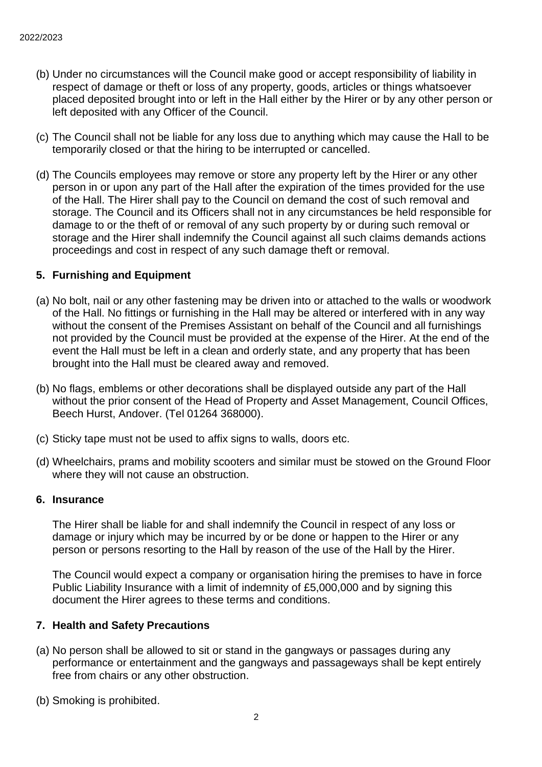(b) Under no circumstances will the Council make good or accept responsibility of liability in respect of damage or theft or loss of any property, goods, articles or things whatsoever placed deposited brought into or left in the Hall either by the Hirer or by any other person or left deposited with any Officer of the Council.

(c) The Council shall not be liable for any loss due to anything which may cause the Hall to be temporarily closed or that the hiring to be interrupted or cancelled.

(d) The Councils employees may remove or store any property left by the Hirer or any other person in or upon any part of the Hall after the expiration of the times provided for the use of the Hall. The Hirer shall pay to the Council on demand the cost of such removal and storage. The Council and its Officers shall not in any circumstances be held responsible for damage to or the theft of or removal of any such property by or during such removal or storage and the Hirer shall indemnify the Council against all such claims demands actions proceedings and cost in respect of any such damage theft or removal.

## 5. Furnishing and Equipment

(a) No bolt, nail or any other fastening may be driven into or attached to the walls or woodwork of the Hall. No fittings or furnishing in the Hall may be altered or interfered with in any way without the consent of the Premises Assistant on behalf of the Council and all furnishings not provided by the Council must be provided at the expense of the Hirer. At the end of the event the Hall must be left in a clean and orderly state, and any property that has been brought into the Hall must be cleared away and removed.

(b) No flags, emblems or other decorations shall be displayed outside any part of the Hall without the prior consent of the Head of Property and Asset Management, Council Offices, Beech Hurst, Andover. (Tel 01264 368000).

(c) Sticky tape must not be used to affix signs to walls, doors etc.

(d) Wheelchairs, prams and mobility scooters and similar must be stowed on the Ground Floor where they will not cause an obstruction.

## 6. Insurance

The Hirer shall be liable for and shall indemnify the Council in respect of any loss or damage or injury which may be incurred by or be done or happen to the Hirer or any person or persons resorting to the Hall by reason of the use of the Hall by the Hirer.

The Council would expect a company or organisation hiring the premises to have in force Public Liability Insurance with a limit of indemnity of £5,000,000 and by signing this document the Hirer agrees to these terms and conditions.

## 7. Health and Safety Precautions

(a) No person shall be allowed to sit or stand in the gangways or passages during any performance or entertainment and the gangways and passageways shall be kept entirely free from chairs or any other obstruction.

(b) Smoking is prohibited.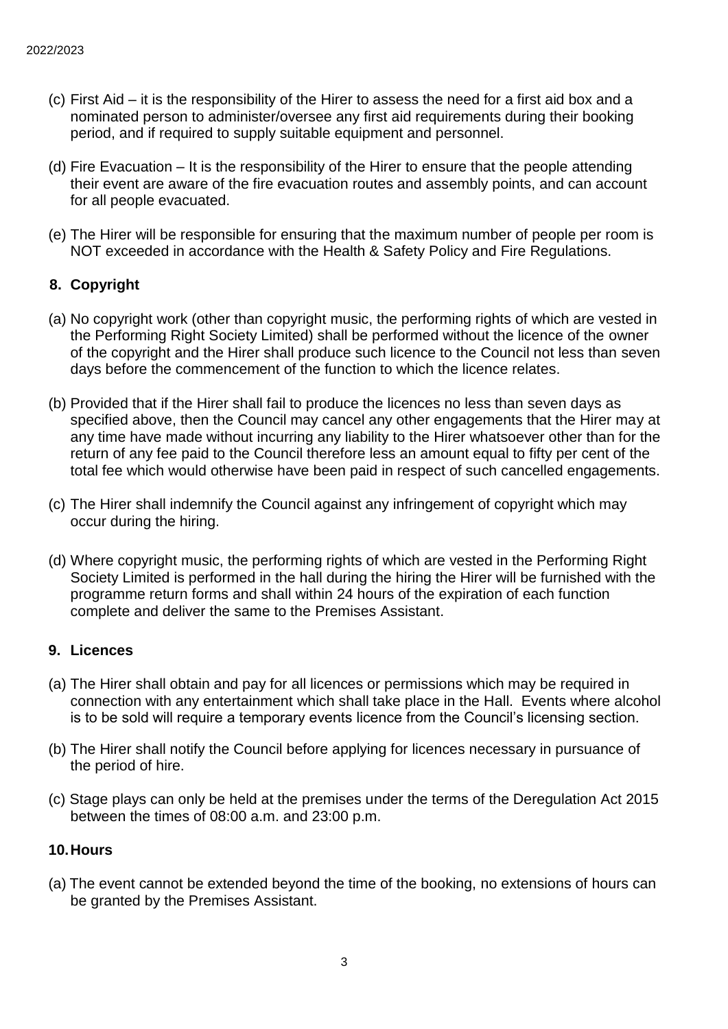(c) First Aid – it is the responsibility of the Hirer to assess the need for a first aid box and a nominated person to administer/oversee any first aid requirements during their booking period, and if required to supply suitable equipment and personnel.

(d) Fire Evacuation – It is the responsibility of the Hirer to ensure that the people attending their event are aware of the fire evacuation routes and assembly points, and can account for all people evacuated.

(e) The Hirer will be responsible for ensuring that the maximum number of people per room is NOT exceeded in accordance with the Health & Safety Policy and Fire Regulations.

## 8. Copyright

(a) No copyright work (other than copyright music, the performing rights of which are vested in the Performing Right Society Limited) shall be performed without the licence of the owner of the copyright and the Hirer shall produce such licence to the Council not less than seven days before the commencement of the function to which the licence relates.

(b) Provided that if the Hirer shall fail to produce the licences no less than seven days as specified above, then the Council may cancel any other engagements that the Hirer may at any time have made without incurring any liability to the Hirer whatsoever other than for the return of any fee paid to the Council therefore less an amount equal to fifty per cent of the total fee which would otherwise have been paid in respect of such cancelled engagements.

(c) The Hirer shall indemnify the Council against any infringement of copyright which may occur during the hiring.

(d) Where copyright music, the performing rights of which are vested in the Performing Right Society Limited is performed in the hall during the hiring the Hirer will be furnished with the programme return forms and shall within 24 hours of the expiration of each function complete and deliver the same to the Premises Assistant.

## 9. Licences

(a) The Hirer shall obtain and pay for all licences or permissions which may be required in connection with any entertainment which shall take place in the Hall. Events where alcohol is to be sold will require a temporary events licence from the Council's licensing section.

(b) The Hirer shall notify the Council before applying for licences necessary in pursuance of the period of hire.

(c) Stage plays can only be held at the premises under the terms of the Deregulation Act 2015 between the times of 08:00 a.m. and 23:00 p.m.

## 10. Hours

(a) The event cannot be extended beyond the time of the booking, no extensions of hours can be granted by the Premises Assistant.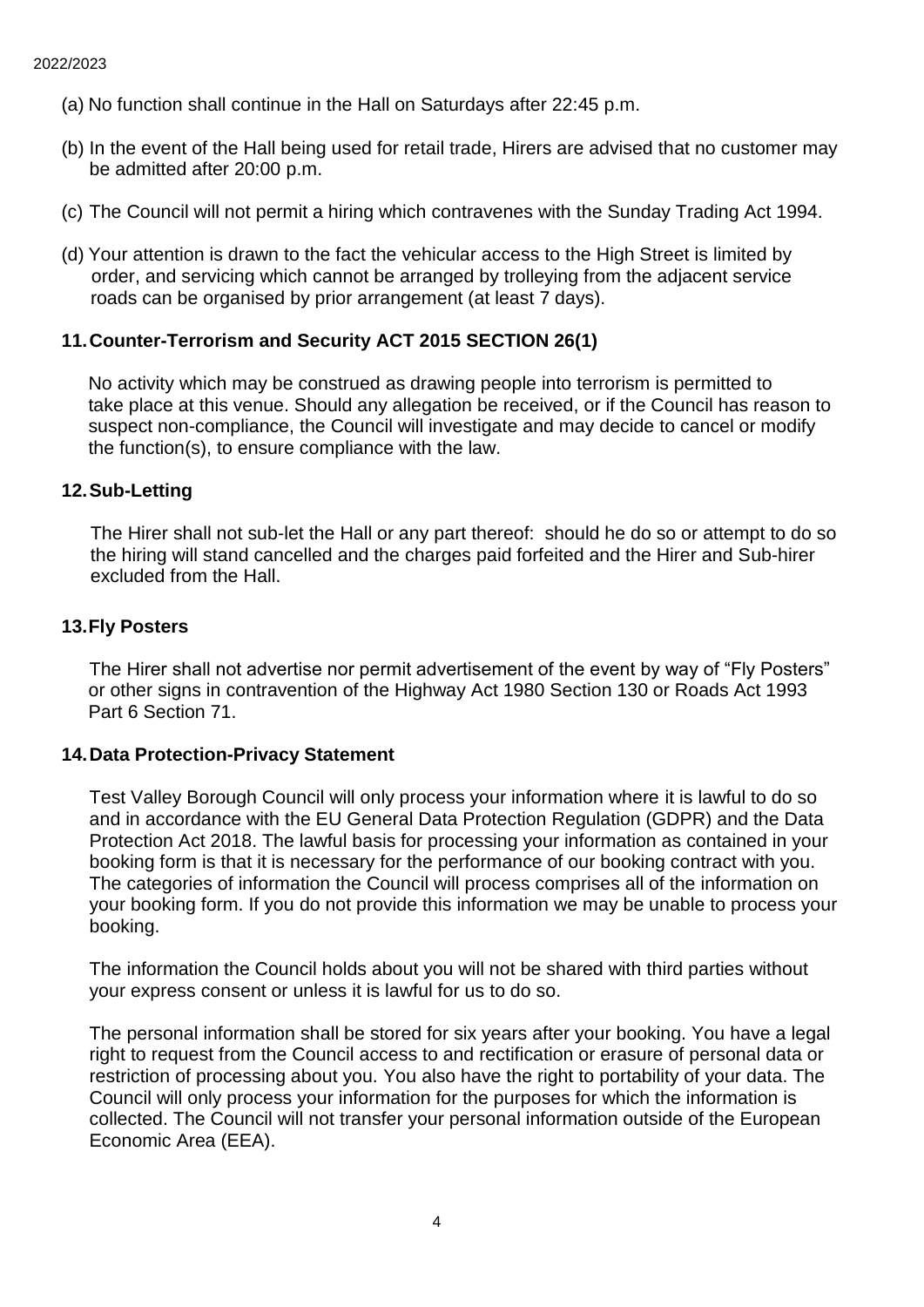(a) No function shall continue in the Hall on Saturdays after 22:45 p.m.

(b) In the event of the Hall being used for retail trade, Hirers are advised that no customer may be admitted after 20:00 p.m.

(c) The Council will not permit a hiring which contravenes with the Sunday Trading Act 1994.

(d) Your attention is drawn to the fact the vehicular access to the High Street is limited by order, and servicing which cannot be arranged by trolleying from the adjacent service roads can be organised by prior arrangement (at least 7 days).

## 11. Counter-Terrorism and Security ACT 2015 SECTION 26(1)

No activity which may be construed as drawing people into terrorism is permitted to take place at this venue. Should any allegation be received, or if the Council has reason to suspect non-compliance, the Council will investigate and may decide to cancel or modify the function(s), to ensure compliance with the law.

## 12. Sub-Letting

The Hirer shall not sub-let the Hall or any part thereof: should he do so or attempt to do so the hiring will stand cancelled and the charges paid forfeited and the Hirer and Sub-hirer excluded from the Hall.

## 13. Fly Posters

The Hirer shall not advertise nor permit advertisement of the event by way of "Fly Posters" or other signs in contravention of the Highway Act 1980 Section 130 or Roads Act 1993 Part 6 Section 71.

## 14. Data Protection-Privacy Statement

Test Valley Borough Council will only process your information where it is lawful to do so and in accordance with the EU General Data Protection Regulation (GDPR) and the Data Protection Act 2018. The lawful basis for processing your information as contained in your booking form is that it is necessary for the performance of our booking contract with you. The categories of information the Council will process comprises all of the information on your booking form. If you do not provide this information we may be unable to process your booking.

The information the Council holds about you will not be shared with third parties without your express consent or unless it is lawful for us to do so.

The personal information shall be stored for six years after your booking. You have a legal right to request from the Council access to and rectification or erasure of personal data or restriction of processing about you. You also have the right to portability of your data. The Council will only process your information for the purposes for which the information is collected. The Council will not transfer your personal information outside of the European Economic Area (EEA).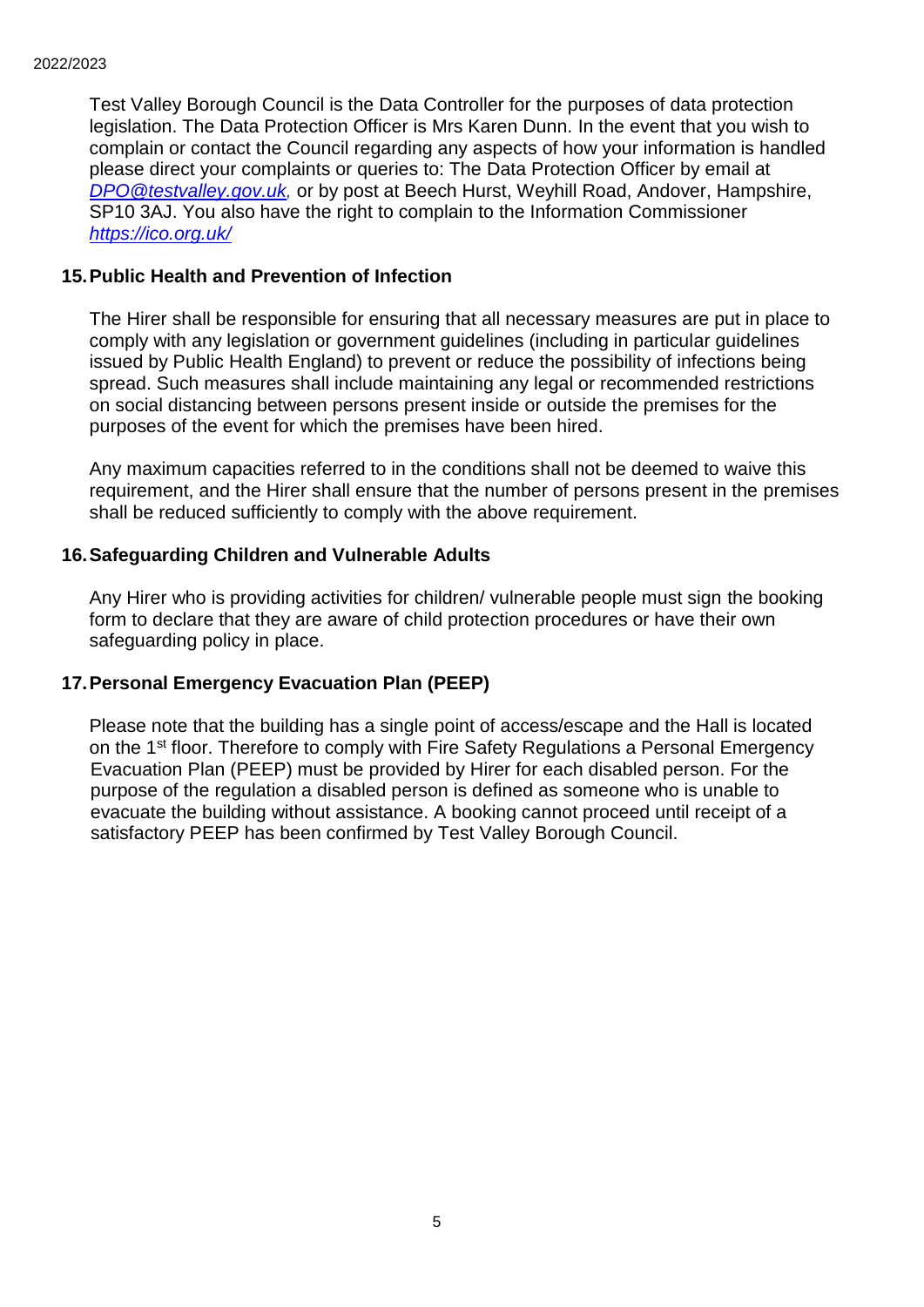Test Valley Borough Council is the Data Controller for the purposes of data protection legislation. The Data Protection Officer is Mrs Karen Dunn. In the event that you wish to complain or contact the Council regarding any aspects of how your information is handled please direct your complaints or queries to: The Data Protection Officer by email at *DPO@testvalley.gov.uk*, or by post at Beech Hurst, Weyhill Road, Andover, Hampshire, SP10 3AJ. You also have the right to complain to the Information Commissioner *https://ico.org.uk/*

**15. Public Health and Prevention of Infection**

The Hirer shall be responsible for ensuring that all necessary measures are put in place to comply with any legislation or government guidelines (including in particular guidelines issued by Public Health England) to prevent or reduce the possibility of infections being spread. Such measures shall include maintaining any legal or recommended restrictions on social distancing between persons present inside or outside the premises for the purposes of the event for which the premises have been hired.

Any maximum capacities referred to in the conditions shall not be deemed to waive this requirement, and the Hirer shall ensure that the number of persons present in the premises shall be reduced sufficiently to comply with the above requirement.

**16. Safeguarding Children and Vulnerable Adults**

Any Hirer who is providing activities for children/ vulnerable people must sign the booking form to declare that they are aware of child protection procedures or have their own safeguarding policy in place.

**17. Personal Emergency Evacuation Plan (PEEP)**

Please note that the building has a single point of access/escape and the Hall is located on the 1st floor. Therefore to comply with Fire Safety Regulations a Personal Emergency Evacuation Plan (PEEP) must be provided by Hirer for each disabled person. For the purpose of the regulation a disabled person is defined as someone who is unable to evacuate the building without assistance. A booking cannot proceed until receipt of a satisfactory PEEP has been confirmed by Test Valley Borough Council.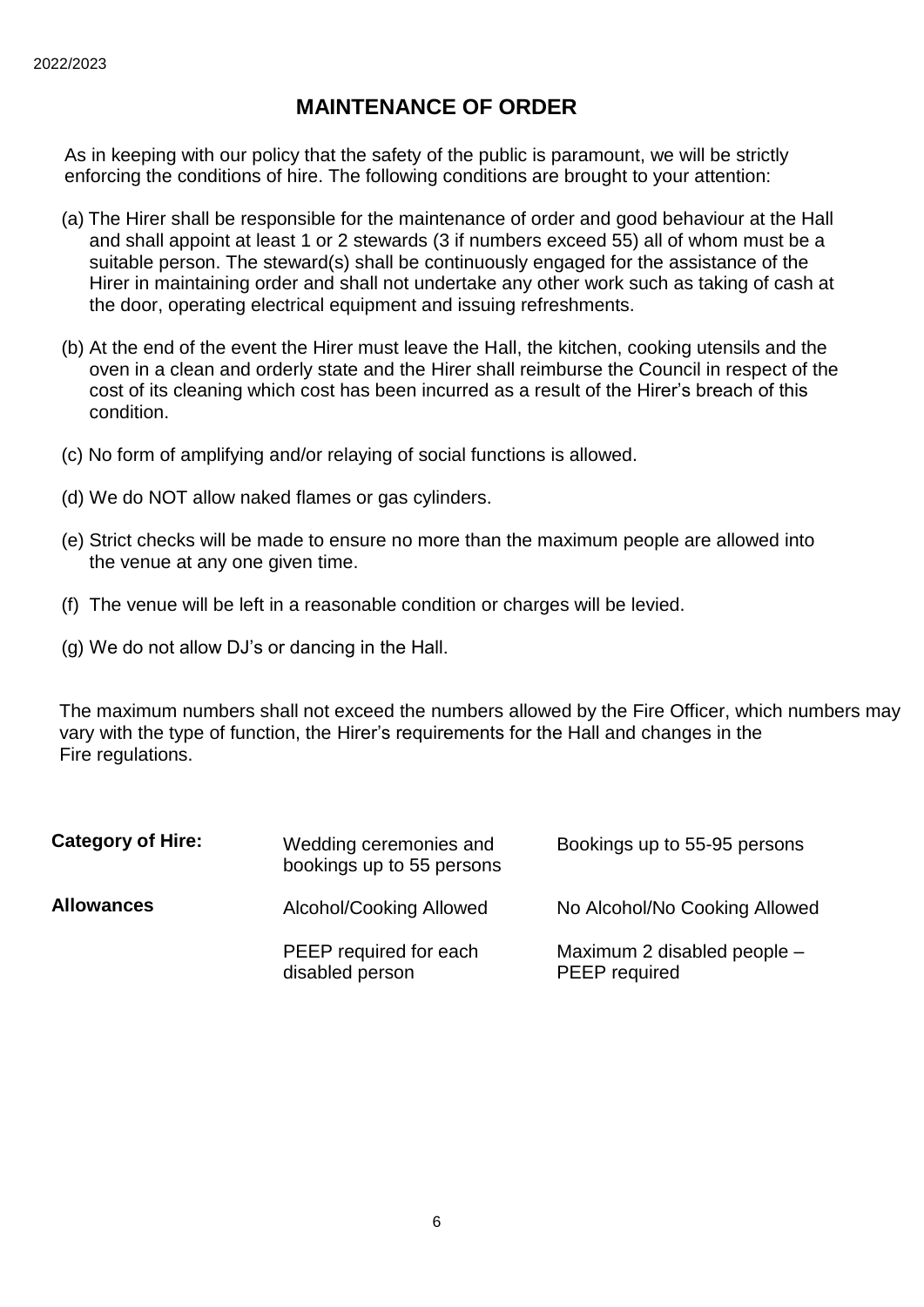2022/2023

## MAINTENANCE OF ORDER

As in keeping with our policy that the safety of the public is paramount, we will be strictly enforcing the conditions of hire. The following conditions are brought to your attention:

(a) The Hirer shall be responsible for the maintenance of order and good behaviour at the Hall and shall appoint at least 1 or 2 stewards (3 if numbers exceed 55) all of whom must be a suitable person. The steward(s) shall be continuously engaged for the assistance of the Hirer in maintaining order and shall not undertake any other work such as taking of cash at the door, operating electrical equipment and issuing refreshments.

(b) At the end of the event the Hirer must leave the Hall, the kitchen, cooking utensils and the oven in a clean and orderly state and the Hirer shall reimburse the Council in respect of the cost of its cleaning which cost has been incurred as a result of the Hirer's breach of this condition.

(c) No form of amplifying and/or relaying of social functions is allowed.

(d) We do NOT allow naked flames or gas cylinders.

(e) Strict checks will be made to ensure no more than the maximum people are allowed into the venue at any one given time.

(f) The venue will be left in a reasonable condition or charges will be levied.

(g) We do not allow DJ's or dancing in the Hall.

The maximum numbers shall not exceed the numbers allowed by the Fire Officer, which numbers may vary with the type of function, the Hirer's requirements for the Hall and changes in the Fire regulations.

| **Category of Hire:** | Wedding ceremonies and bookings up to 55 persons | Bookings up to 55-95 persons |
|---|---|---|
| **Allowances** | Alcohol/Cooking Allowed | No Alcohol/No Cooking Allowed |
| | PEEP required for each disabled person | Maximum 2 disabled people – PEEP required |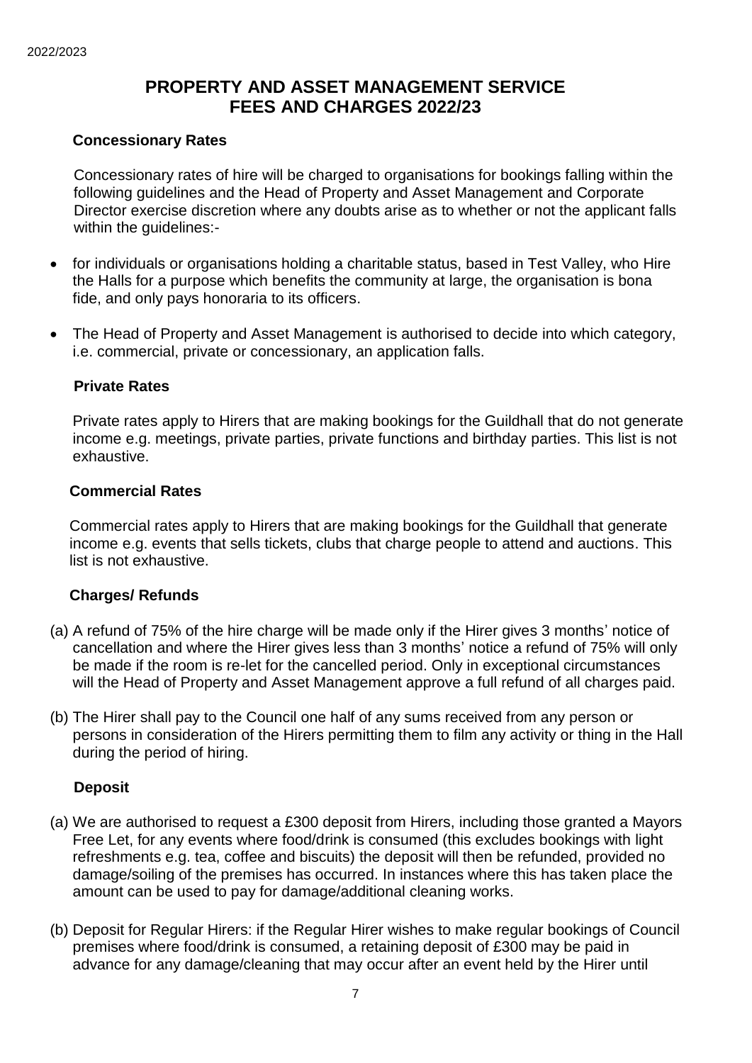# PROPERTY AND ASSET MANAGEMENT SERVICE FEES AND CHARGES 2022/23

### Concessionary Rates

Concessionary rates of hire will be charged to organisations for bookings falling within the following guidelines and the Head of Property and Asset Management and Corporate Director exercise discretion where any doubts arise as to whether or not the applicant falls within the guidelines:-

- for individuals or organisations holding a charitable status, based in Test Valley, who Hire the Halls for a purpose which benefits the community at large, the organisation is bona fide, and only pays honoraria to its officers.
- The Head of Property and Asset Management is authorised to decide into which category, i.e. commercial, private or concessionary, an application falls.

### Private Rates

Private rates apply to Hirers that are making bookings for the Guildhall that do not generate income e.g. meetings, private parties, private functions and birthday parties. This list is not exhaustive.

### Commercial Rates

Commercial rates apply to Hirers that are making bookings for the Guildhall that generate income e.g. events that sells tickets, clubs that charge people to attend and auctions. This list is not exhaustive.

### Charges/ Refunds

(a) A refund of 75% of the hire charge will be made only if the Hirer gives 3 months' notice of cancellation and where the Hirer gives less than 3 months' notice a refund of 75% will only be made if the room is re-let for the cancelled period. Only in exceptional circumstances will the Head of Property and Asset Management approve a full refund of all charges paid.

(b) The Hirer shall pay to the Council one half of any sums received from any person or persons in consideration of the Hirers permitting them to film any activity or thing in the Hall during the period of hiring.

### Deposit

(a) We are authorised to request a £300 deposit from Hirers, including those granted a Mayors Free Let, for any events where food/drink is consumed (this excludes bookings with light refreshments e.g. tea, coffee and biscuits) the deposit will then be refunded, provided no damage/soiling of the premises has occurred. In instances where this has taken place the amount can be used to pay for damage/additional cleaning works.

(b) Deposit for Regular Hirers: if the Regular Hirer wishes to make regular bookings of Council premises where food/drink is consumed, a retaining deposit of £300 may be paid in advance for any damage/cleaning that may occur after an event held by the Hirer until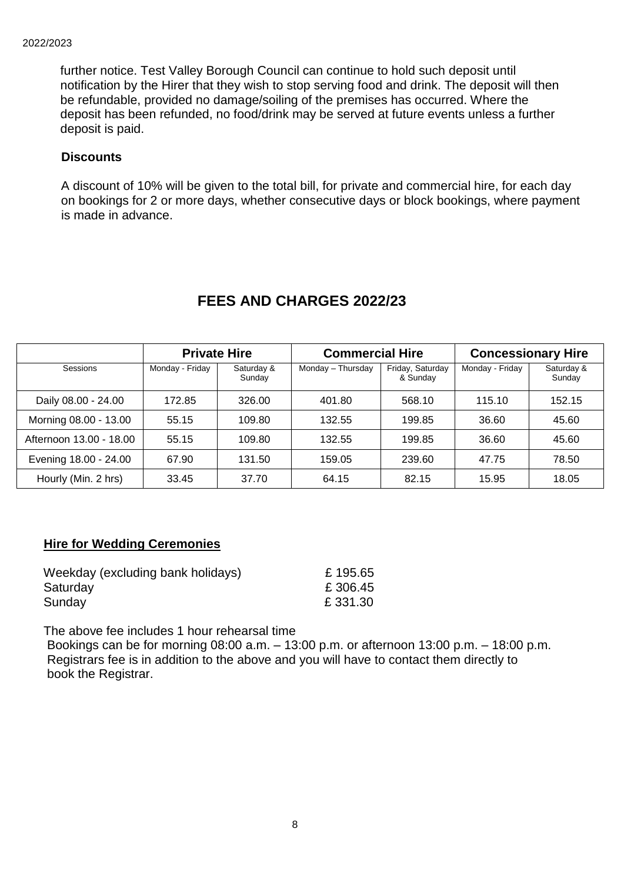further notice. Test Valley Borough Council can continue to hold such deposit until notification by the Hirer that they wish to stop serving food and drink. The deposit will then be refundable, provided no damage/soiling of the premises has occurred. Where the deposit has been refunded, no food/drink may be served at future events unless a further deposit is paid.

**Discounts**

A discount of 10% will be given to the total bill, for private and commercial hire, for each day on bookings for 2 or more days, whether consecutive days or block bookings, where payment is made in advance.

## FEES AND CHARGES 2022/23

| | **Private Hire** | | **Commercial Hire** | | **Concessionary Hire** | |
|---|---|---|---|---|---|---|
| Sessions | Monday - Friday | Saturday & Sunday | Monday – Thursday | Friday, Saturday & Sunday | Monday - Friday | Saturday & Sunday |
| Daily 08.00 - 24.00 | 172.85 | 326.00 | 401.80 | 568.10 | 115.10 | 152.15 |
| Morning 08.00 - 13.00 | 55.15 | 109.80 | 132.55 | 199.85 | 36.60 | 45.60 |
| Afternoon 13.00 - 18.00 | 55.15 | 109.80 | 132.55 | 199.85 | 36.60 | 45.60 |
| Evening 18.00 - 24.00 | 67.90 | 131.50 | 159.05 | 239.60 | 47.75 | 78.50 |
| Hourly (Min. 2 hrs) | 33.45 | 37.70 | 64.15 | 82.15 | 15.95 | 18.05 |

**Hire for Wedding Ceremonies**

| | |
|---|---|
| Weekday (excluding bank holidays) | £ 195.65 |
| Saturday | £ 306.45 |
| Sunday | £ 331.30 |

The above fee includes 1 hour rehearsal time
Bookings can be for morning 08:00 a.m. – 13:00 p.m. or afternoon 13:00 p.m. – 18:00 p.m.
Registrars fee is in addition to the above and you will have to contact them directly to book the Registrar.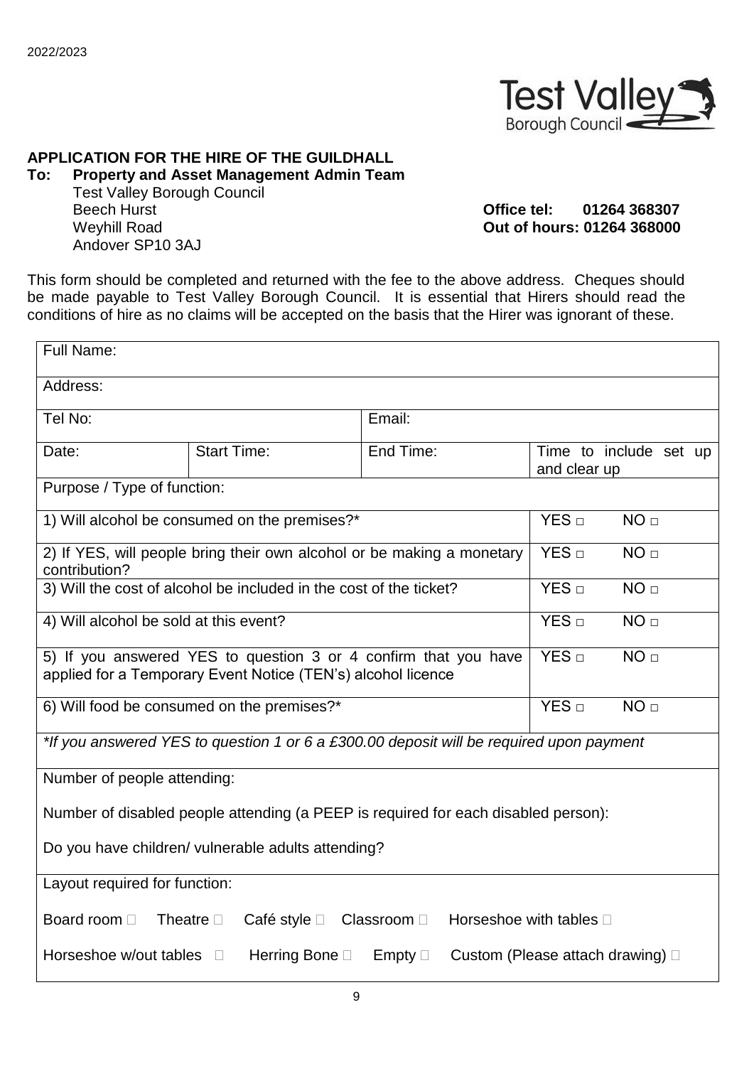2022/2023

Test Valley Borough Council

## APPLICATION FOR THE HIRE OF THE GUILDHALL

**To: Property and Asset Management Admin Team**

Test Valley Borough Council
Beech Hurst
Weyhill Road
Andover SP10 3AJ

**Office tel: 01264 368307**
**Out of hours: 01264 368000**

This form should be completed and returned with the fee to the above address. Cheques should be made payable to Test Valley Borough Council. It is essential that Hirers should read the conditions of hire as no claims will be accepted on the basis that the Hirer was ignorant of these.

| Full Name: | | | |
|---|---|---|---|
| Address: | | | |
| Tel No: | | Email: | |
| Date: | Start Time: | End Time: | Time to include set up and clear up |
| Purpose / Type of function: | | | |
| 1) Will alcohol be consumed on the premises?* | | | YES □ NO □ |
| 2) If YES, will people bring their own alcohol or be making a monetary contribution? | | | YES □ NO □ |
| 3) Will the cost of alcohol be included in the cost of the ticket? | | | YES □ NO □ |
| 4) Will alcohol be sold at this event? | | | YES □ NO □ |
| 5) If you answered YES to question 3 or 4 confirm that you have applied for a Temporary Event Notice (TEN's) alcohol licence | | | YES □ NO □ |
| 6) Will food be consumed on the premises?* | | | YES □ NO □ |
| *\*If you answered YES to question 1 or 6 a £300.00 deposit will be required upon payment* | | | |
| Number of people attending:<br><br>Number of disabled people attending (a PEEP is required for each disabled person):<br><br>Do you have children/ vulnerable adults attending? | | | |
| Layout required for function:<br><br>Board room □ Theatre □ Café style □ Classroom □ Horseshoe with tables □<br><br>Horseshoe w/out tables □ Herring Bone □ Empty □ Custom (Please attach drawing) □ | | | |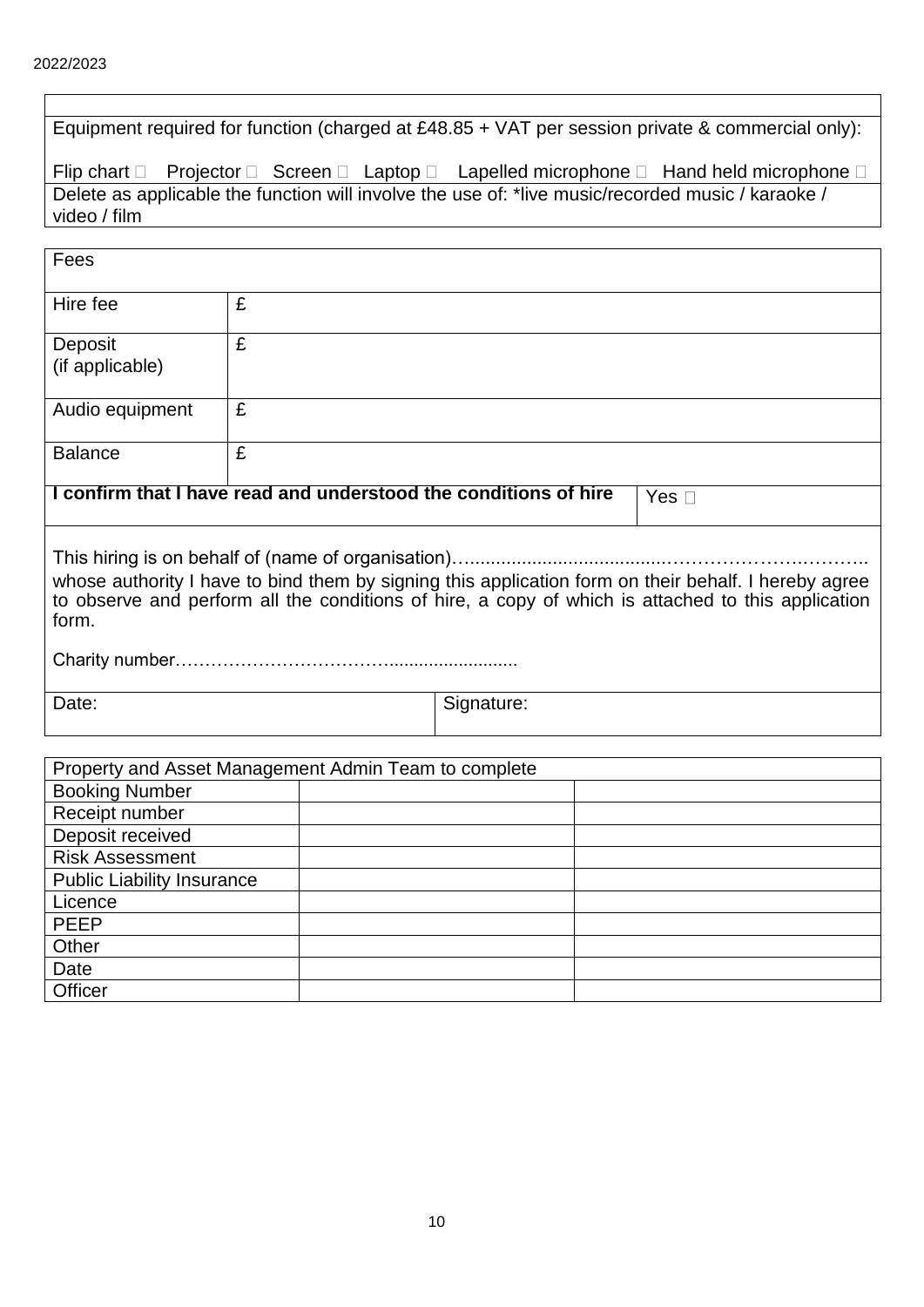2022/2023

| |
|---|
| Equipment required for function (charged at £48.85 + VAT per session private & commercial only):<br><br>Flip chart ☐ Projector ☐ Screen ☐ Laptop ☐ Lapelled microphone ☐ Hand held microphone ☐ |
| Delete as applicable the function will involve the use of: *live music/recorded music / karaoke / video / film |

| Fees | |
|---|---|
| Hire fee | £ |
| Deposit (if applicable) | £ |
| Audio equipment | £ |
| Balance | £ |

| **I confirm that I have read and understood the conditions of hire** | Yes ☐ |
|---|---|

This hiring is on behalf of (name of organisation)…....................................……………….……….. whose authority I have to bind them by signing this application form on their behalf. I hereby agree to observe and perform all the conditions of hire, a copy of which is attached to this application form.

Charity number……………………………….........................

| Date: | Signature: |
|---|---|

| Property and Asset Management Admin Team to complete | | |
|---|---|---|
| Booking Number | | |
| Receipt number | | |
| Deposit received | | |
| Risk Assessment | | |
| Public Liability Insurance | | |
| Licence | | |
| PEEP | | |
| Other | | |
| Date | | |
| Officer | | |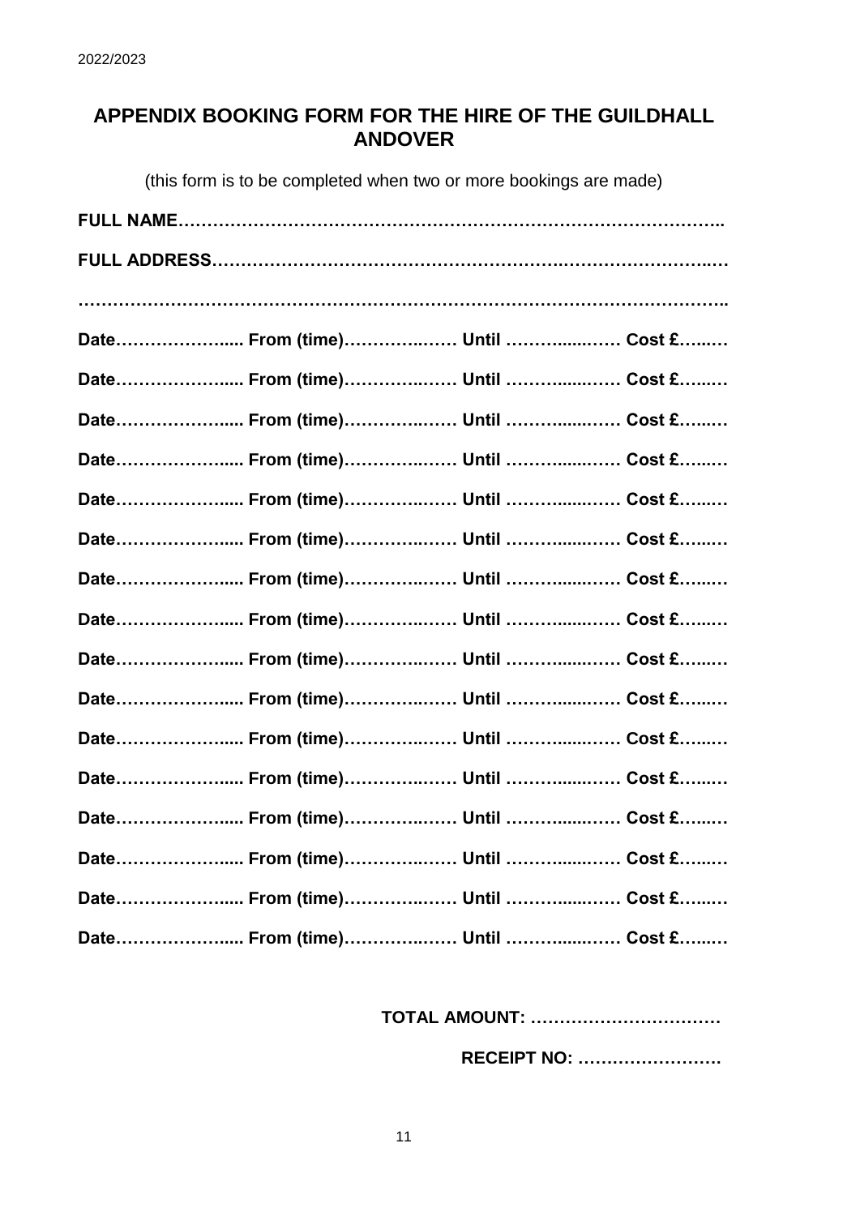# APPENDIX BOOKING FORM FOR THE HIRE OF THE GUILDHALL ANDOVER

(this form is to be completed when two or more bookings are made)

**FULL NAME**…………………………………………………………………………………..

**FULL ADDRESS**…………………………………………………………………………….…

……………………………………………………………………………………………………..

**Date**…………………... **From (time)**…………..…… **Until** ………….....…… **Cost £**…..…

**Date**…………………... **From (time)**…………..…… **Until** ………….....…… **Cost £**…..…

**Date**…………………... **From (time)**…………..…… **Until** ………….....…… **Cost £**…..…

**Date**…………………... **From (time)**…………..…… **Until** ………….....…… **Cost £**…..…

**Date**…………………... **From (time)**…………..…… **Until** ………….....…… **Cost £**…..…

**Date**…………………... **From (time)**…………..…… **Until** ………….....…… **Cost £**…..…

**Date**…………………... **From (time)**…………..…… **Until** ………….....…… **Cost £**…..…

**Date**…………………... **From (time)**…………..…… **Until** ………….....…… **Cost £**…..…

**Date**…………………... **From (time)**…………..…… **Until** ………….....…… **Cost £**…..…

**Date**…………………... **From (time)**…………..…… **Until** ………….....…… **Cost £**…..…

**Date**…………………... **From (time)**…………..…… **Until** ………….....…… **Cost £**…..…

**Date**…………………... **From (time)**…………..…… **Until** ………….....…… **Cost £**…..…

**Date**…………………... **From (time)**…………..…… **Until** ………….....…… **Cost £**…..…

**Date**…………………... **From (time)**…………..…… **Until** ………….....…… **Cost £**…..…

**Date**…………………... **From (time)**…………..…… **Until** ………….....…… **Cost £**…..…

**Date**…………………... **From (time)**…………..…… **Until** ………….....…… **Cost £**…..…

**TOTAL AMOUNT:** ……………………………

**RECEIPT NO:** …………………….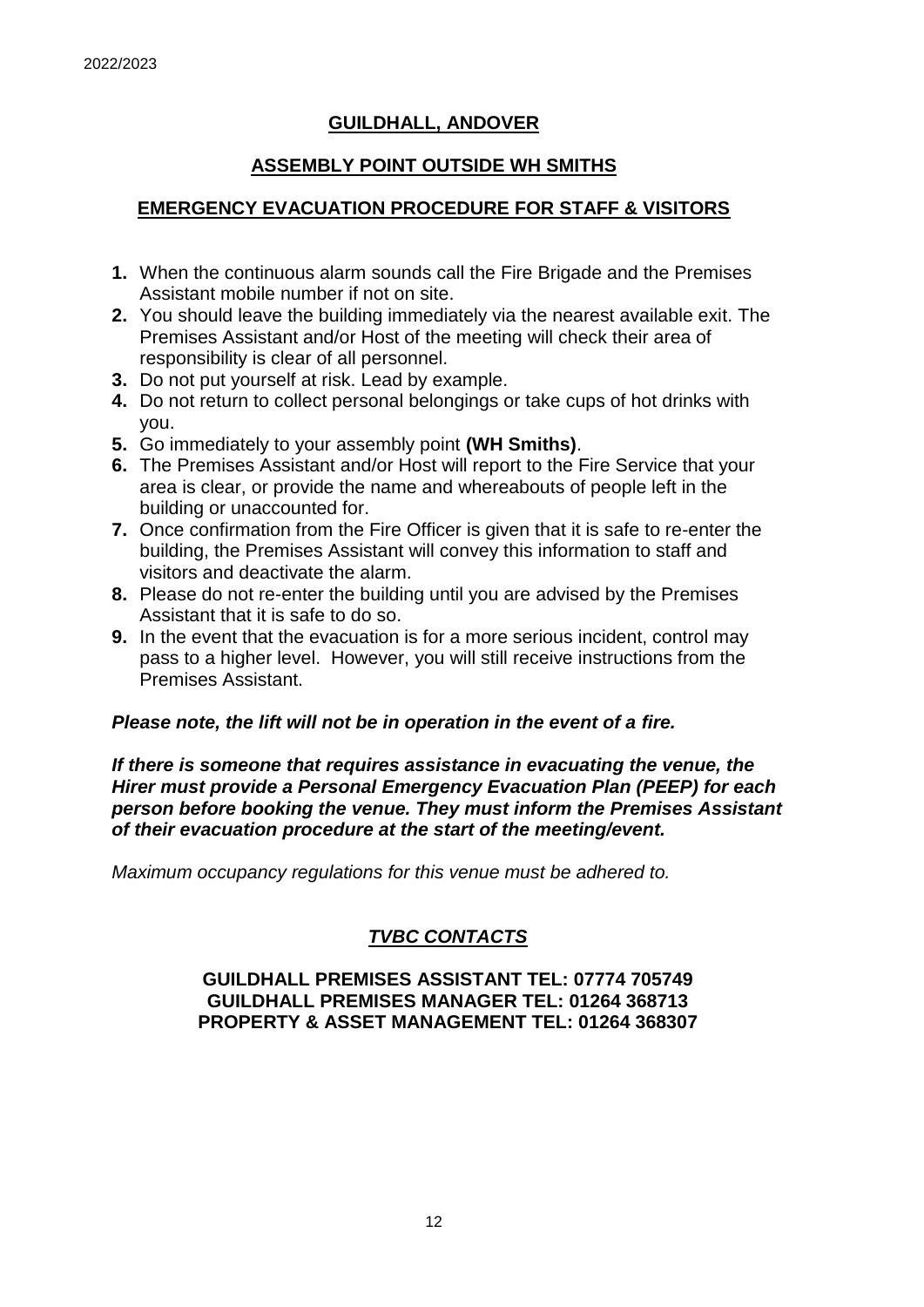2022/2023

## GUILDHALL, ANDOVER

## ASSEMBLY POINT OUTSIDE WH SMITHS

## EMERGENCY EVACUATION PROCEDURE FOR STAFF & VISITORS

1. When the continuous alarm sounds call the Fire Brigade and the Premises Assistant mobile number if not on site.
2. You should leave the building immediately via the nearest available exit. The Premises Assistant and/or Host of the meeting will check their area of responsibility is clear of all personnel.
3. Do not put yourself at risk. Lead by example.
4. Do not return to collect personal belongings or take cups of hot drinks with you.
5. Go immediately to your assembly point **(WH Smiths)**.
6. The Premises Assistant and/or Host will report to the Fire Service that your area is clear, or provide the name and whereabouts of people left in the building or unaccounted for.
7. Once confirmation from the Fire Officer is given that it is safe to re-enter the building, the Premises Assistant will convey this information to staff and visitors and deactivate the alarm.
8. Please do not re-enter the building until you are advised by the Premises Assistant that it is safe to do so.
9. In the event that the evacuation is for a more serious incident, control may pass to a higher level. However, you will still receive instructions from the Premises Assistant.

***Please note, the lift will not be in operation in the event of a fire.***

***If there is someone that requires assistance in evacuating the venue, the Hirer must provide a Personal Emergency Evacuation Plan (PEEP) for each person before booking the venue. They must inform the Premises Assistant of their evacuation procedure at the start of the meeting/event.***

*Maximum occupancy regulations for this venue must be adhered to.*

## *TVBC CONTACTS*

**GUILDHALL PREMISES ASSISTANT TEL: 07774 705749**
**GUILDHALL PREMISES MANAGER TEL: 01264 368713**
**PROPERTY & ASSET MANAGEMENT TEL: 01264 368307**